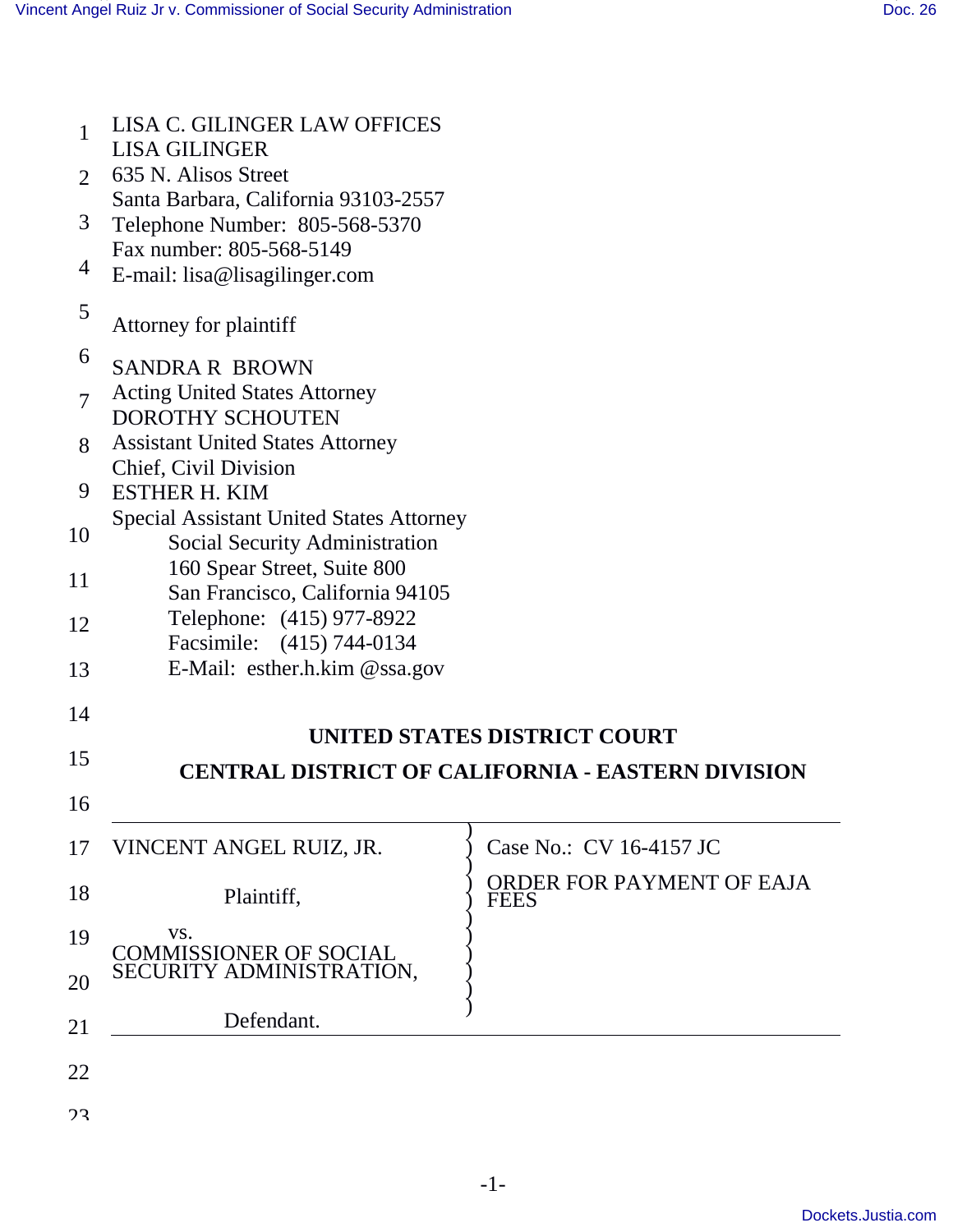LISA C. GILINGER LAW OFFICES
LISA GILINGER
635 N. Alisos Street
Santa Barbara, California 93103-2557
Telephone Number: 805-568-5370
Fax number: 805-568-5149
E-mail: lisa@lisagilinger.com

Attorney for plaintiff

SANDRA R BROWN
Acting United States Attorney
DOROTHY SCHOUTEN
Assistant United States Attorney
Chief, Civil Division
ESTHER H. KIM
Special Assistant United States Attorney
Social Security Administration
160 Spear Street, Suite 800
San Francisco, California 94105
Telephone: (415) 977-8922
Facsimile: (415) 744-0134
E-Mail: esther.h.kim @ssa.gov

**UNITED STATES DISTRICT COURT**

**CENTRAL DISTRICT OF CALIFORNIA - EASTERN DIVISION**

| | |
|---|---|
| VINCENT ANGEL RUIZ, JR.<br><br>Plaintiff,<br><br>vs.<br>COMMISSIONER OF SOCIAL SECURITY ADMINISTRATION,<br><br>Defendant. | Case No.: CV 16-4157 JC<br><br>ORDER FOR PAYMENT OF EAJA FEES |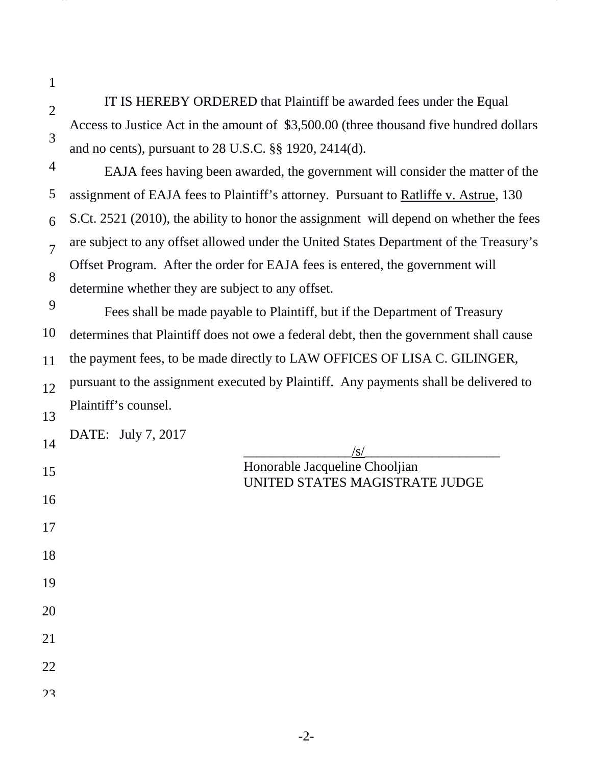IT IS HEREBY ORDERED that Plaintiff be awarded fees under the Equal Access to Justice Act in the amount of $3,500.00 (three thousand five hundred dollars and no cents), pursuant to 28 U.S.C. §§ 1920, 2414(d).

EAJA fees having been awarded, the government will consider the matter of the assignment of EAJA fees to Plaintiff's attorney. Pursuant to Ratliffe v. Astrue, 130 S.Ct. 2521 (2010), the ability to honor the assignment will depend on whether the fees are subject to any offset allowed under the United States Department of the Treasury's Offset Program. After the order for EAJA fees is entered, the government will determine whether they are subject to any offset.

Fees shall be made payable to Plaintiff, but if the Department of Treasury determines that Plaintiff does not owe a federal debt, then the government shall cause the payment fees, to be made directly to LAW OFFICES OF LISA C. GILINGER, pursuant to the assignment executed by Plaintiff. Any payments shall be delivered to Plaintiff's counsel.

DATE: July 7, 2017

/s/

Honorable Jacqueline Chooljian
UNITED STATES MAGISTRATE JUDGE